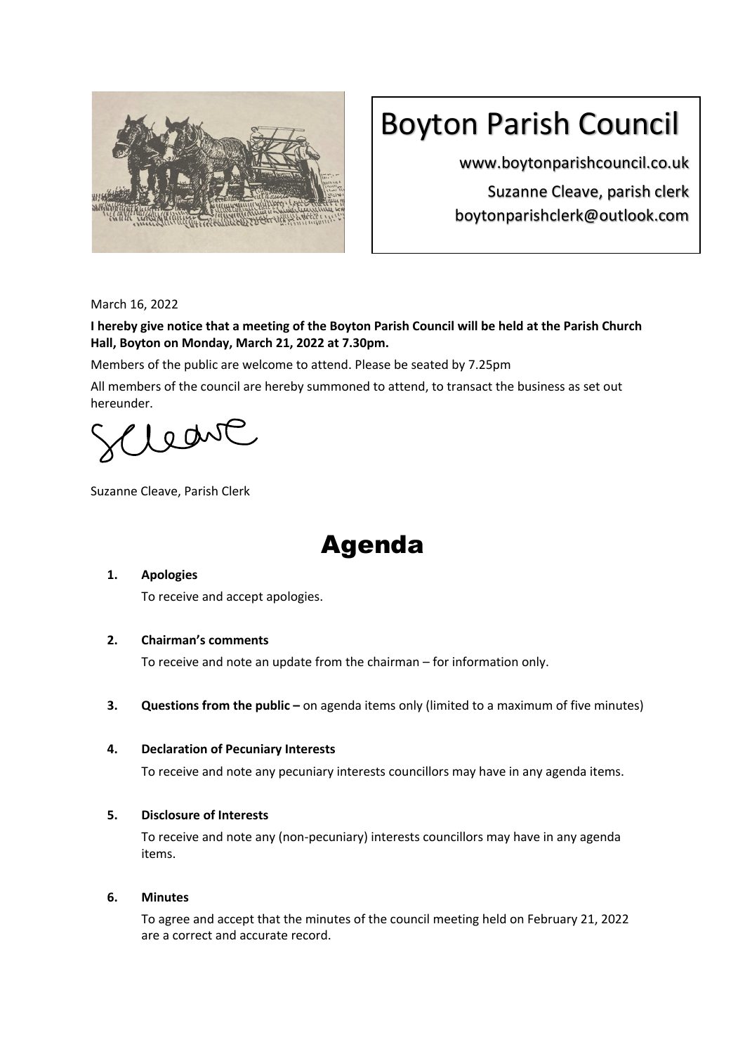# Boyton Parish Council

www.boytonparishcouncil.co.uk

Suzanne Cleave, parish clerk

boytonparishclerk@outlook.com

March 16, 2022

**I hereby give notice that a meeting of the Boyton Parish Council will be held at the Parish Church Hall, Boyton on Monday, March 21, 2022 at 7.30pm.**

Members of the public are welcome to attend. Please be seated by 7.25pm

All members of the council are hereby summoned to attend, to transact the business as set out hereunder.

Suzanne Cleave, Parish Clerk

# Agenda

1. **Apologies**

   To receive and accept apologies.

2. **Chairman's comments**

   To receive and note an update from the chairman – for information only.

3. **Questions from the public –** on agenda items only (limited to a maximum of five minutes)

4. **Declaration of Pecuniary Interests**

   To receive and note any pecuniary interests councillors may have in any agenda items.

5. **Disclosure of Interests**

   To receive and note any (non-pecuniary) interests councillors may have in any agenda items.

6. **Minutes**

   To agree and accept that the minutes of the council meeting held on February 21, 2022 are a correct and accurate record.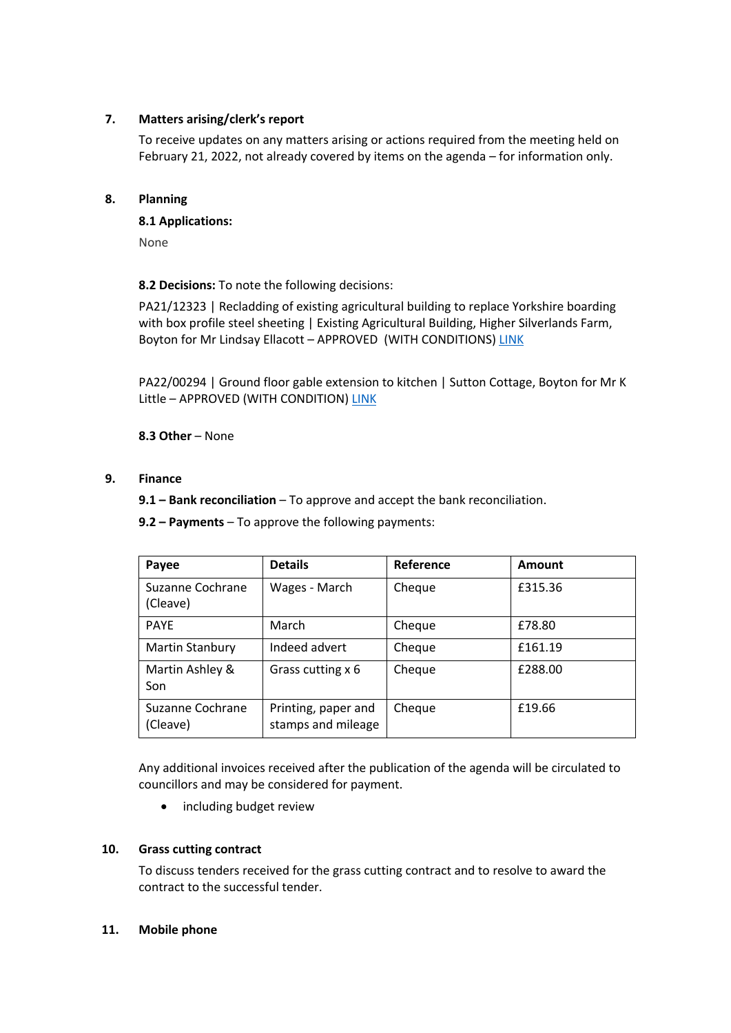**7. Matters arising/clerk's report**

To receive updates on any matters arising or actions required from the meeting held on February 21, 2022, not already covered by items on the agenda – for information only.

**8. Planning**

**8.1 Applications:**

None

**8.2 Decisions:** To note the following decisions:

PA21/12323 | Recladding of existing agricultural building to replace Yorkshire boarding with box profile steel sheeting | Existing Agricultural Building, Higher Silverlands Farm, Boyton for Mr Lindsay Ellacott – APPROVED (WITH CONDITIONS) LINK

PA22/00294 | Ground floor gable extension to kitchen | Sutton Cottage, Boyton for Mr K Little – APPROVED (WITH CONDITION) LINK

**8.3 Other** – None

**9. Finance**

**9.1 – Bank reconciliation** – To approve and accept the bank reconciliation.

**9.2 – Payments** – To approve the following payments:

| Payee | Details | Reference | Amount |
|---|---|---|---|
| Suzanne Cochrane (Cleave) | Wages - March | Cheque | £315.36 |
| PAYE | March | Cheque | £78.80 |
| Martin Stanbury | Indeed advert | Cheque | £161.19 |
| Martin Ashley & Son | Grass cutting x 6 | Cheque | £288.00 |
| Suzanne Cochrane (Cleave) | Printing, paper and stamps and mileage | Cheque | £19.66 |

Any additional invoices received after the publication of the agenda will be circulated to councillors and may be considered for payment.

- including budget review

**10. Grass cutting contract**

To discuss tenders received for the grass cutting contract and to resolve to award the contract to the successful tender.

**11. Mobile phone**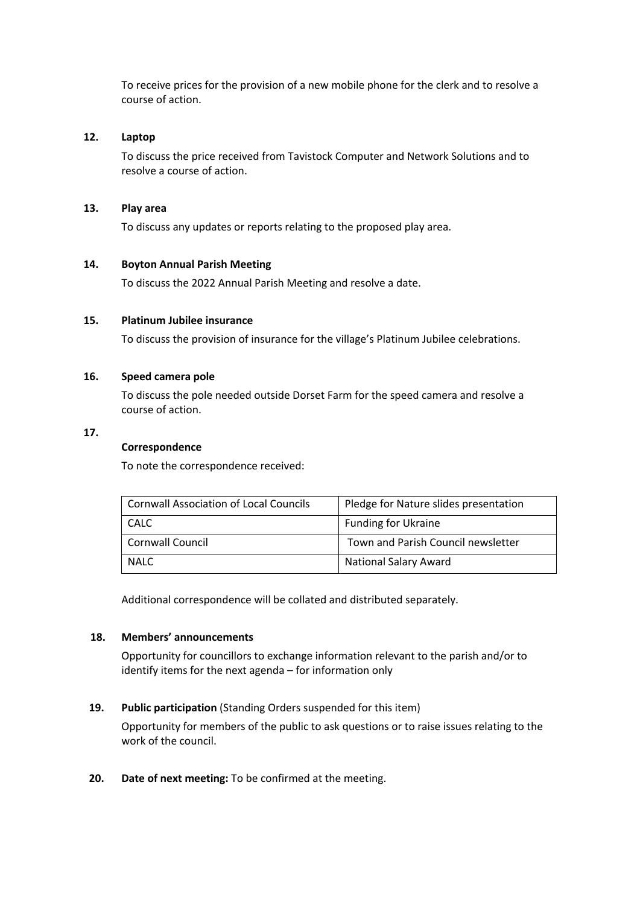To receive prices for the provision of a new mobile phone for the clerk and to resolve a course of action.

**12. Laptop**

To discuss the price received from Tavistock Computer and Network Solutions and to resolve a course of action.

**13. Play area**

To discuss any updates or reports relating to the proposed play area.

**14. Boyton Annual Parish Meeting**

To discuss the 2022 Annual Parish Meeting and resolve a date.

**15. Platinum Jubilee insurance**

To discuss the provision of insurance for the village's Platinum Jubilee celebrations.

**16. Speed camera pole**

To discuss the pole needed outside Dorset Farm for the speed camera and resolve a course of action.

**17. Correspondence**

To note the correspondence received:

| | |
|---|---|
| Cornwall Association of Local Councils | Pledge for Nature slides presentation |
| CALC | Funding for Ukraine |
| Cornwall Council | Town and Parish Council newsletter |
| NALC | National Salary Award |

Additional correspondence will be collated and distributed separately.

**18. Members' announcements**

Opportunity for councillors to exchange information relevant to the parish and/or to identify items for the next agenda – for information only

**19. Public participation** (Standing Orders suspended for this item)

Opportunity for members of the public to ask questions or to raise issues relating to the work of the council.

**20. Date of next meeting:** To be confirmed at the meeting.